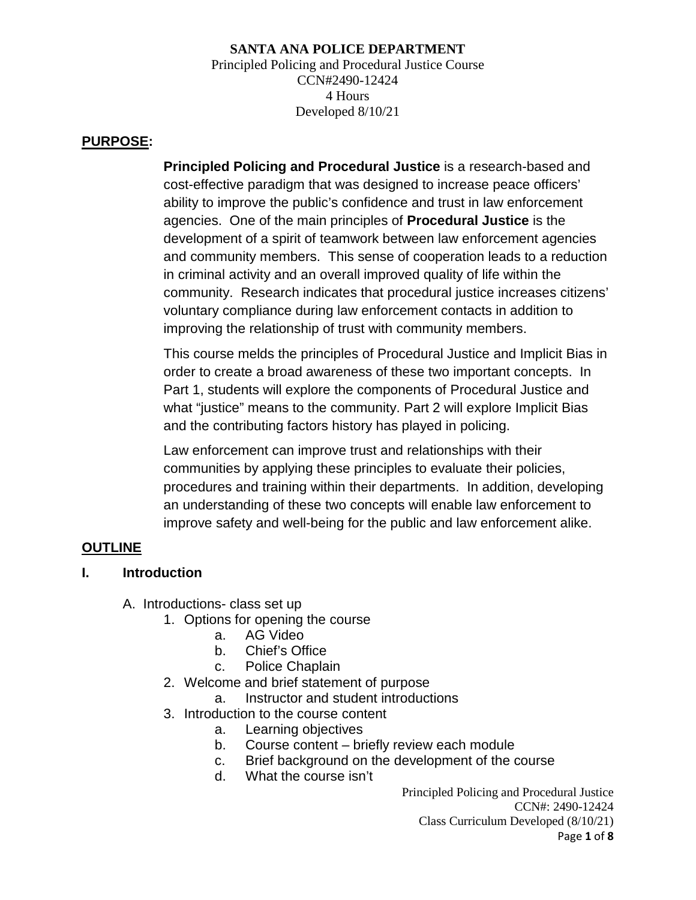**SANTA ANA POLICE DEPARTMENT**
Principled Policing and Procedural Justice Course
CCN#2490-12424
4 Hours
Developed 8/10/21

## PURPOSE:

**Principled Policing and Procedural Justice** is a research-based and cost-effective paradigm that was designed to increase peace officers' ability to improve the public's confidence and trust in law enforcement agencies. One of the main principles of **Procedural Justice** is the development of a spirit of teamwork between law enforcement agencies and community members. This sense of cooperation leads to a reduction in criminal activity and an overall improved quality of life within the community. Research indicates that procedural justice increases citizens' voluntary compliance during law enforcement contacts in addition to improving the relationship of trust with community members.

This course melds the principles of Procedural Justice and Implicit Bias in order to create a broad awareness of these two important concepts. In Part 1, students will explore the components of Procedural Justice and what "justice" means to the community. Part 2 will explore Implicit Bias and the contributing factors history has played in policing.

Law enforcement can improve trust and relationships with their communities by applying these principles to evaluate their policies, procedures and training within their departments. In addition, developing an understanding of these two concepts will enable law enforcement to improve safety and well-being for the public and law enforcement alike.

## OUTLINE

### I. Introduction

A. Introductions- class set up
   1. Options for opening the course
      a. AG Video
      b. Chief's Office
      c. Police Chaplain
   2. Welcome and brief statement of purpose
      a. Instructor and student introductions
   3. Introduction to the course content
      a. Learning objectives
      b. Course content – briefly review each module
      c. Brief background on the development of the course
      d. What the course isn't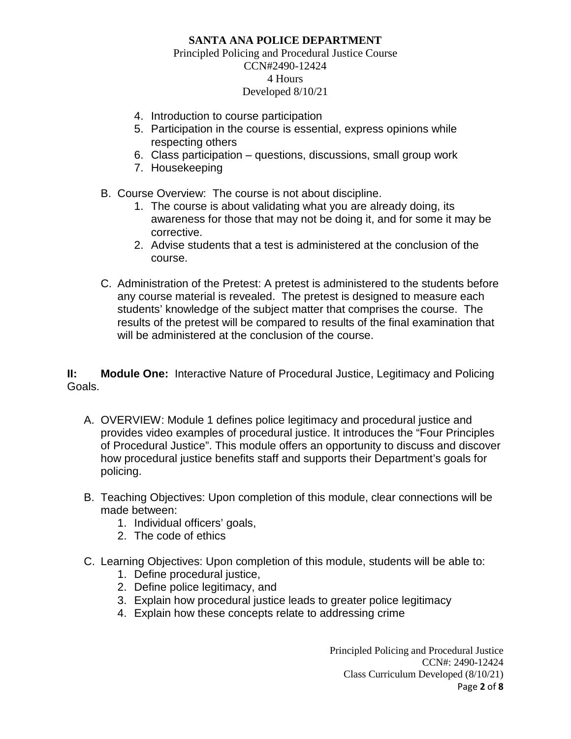4. Introduction to course participation
5. Participation in the course is essential, express opinions while respecting others
6. Class participation – questions, discussions, small group work
7. Housekeeping

B. Course Overview: The course is not about discipline.
   1. The course is about validating what you are already doing, its awareness for those that may not be doing it, and for some it may be corrective.
   2. Advise students that a test is administered at the conclusion of the course.

C. Administration of the Pretest: A pretest is administered to the students before any course material is revealed. The pretest is designed to measure each students' knowledge of the subject matter that comprises the course. The results of the pretest will be compared to results of the final examination that will be administered at the conclusion of the course.

**II: Module One:** Interactive Nature of Procedural Justice, Legitimacy and Policing Goals.

A. OVERVIEW: Module 1 defines police legitimacy and procedural justice and provides video examples of procedural justice. It introduces the "Four Principles of Procedural Justice". This module offers an opportunity to discuss and discover how procedural justice benefits staff and supports their Department's goals for policing.

B. Teaching Objectives: Upon completion of this module, clear connections will be made between:
   1. Individual officers' goals,
   2. The code of ethics

C. Learning Objectives: Upon completion of this module, students will be able to:
   1. Define procedural justice,
   2. Define police legitimacy, and
   3. Explain how procedural justice leads to greater police legitimacy
   4. Explain how these concepts relate to addressing crime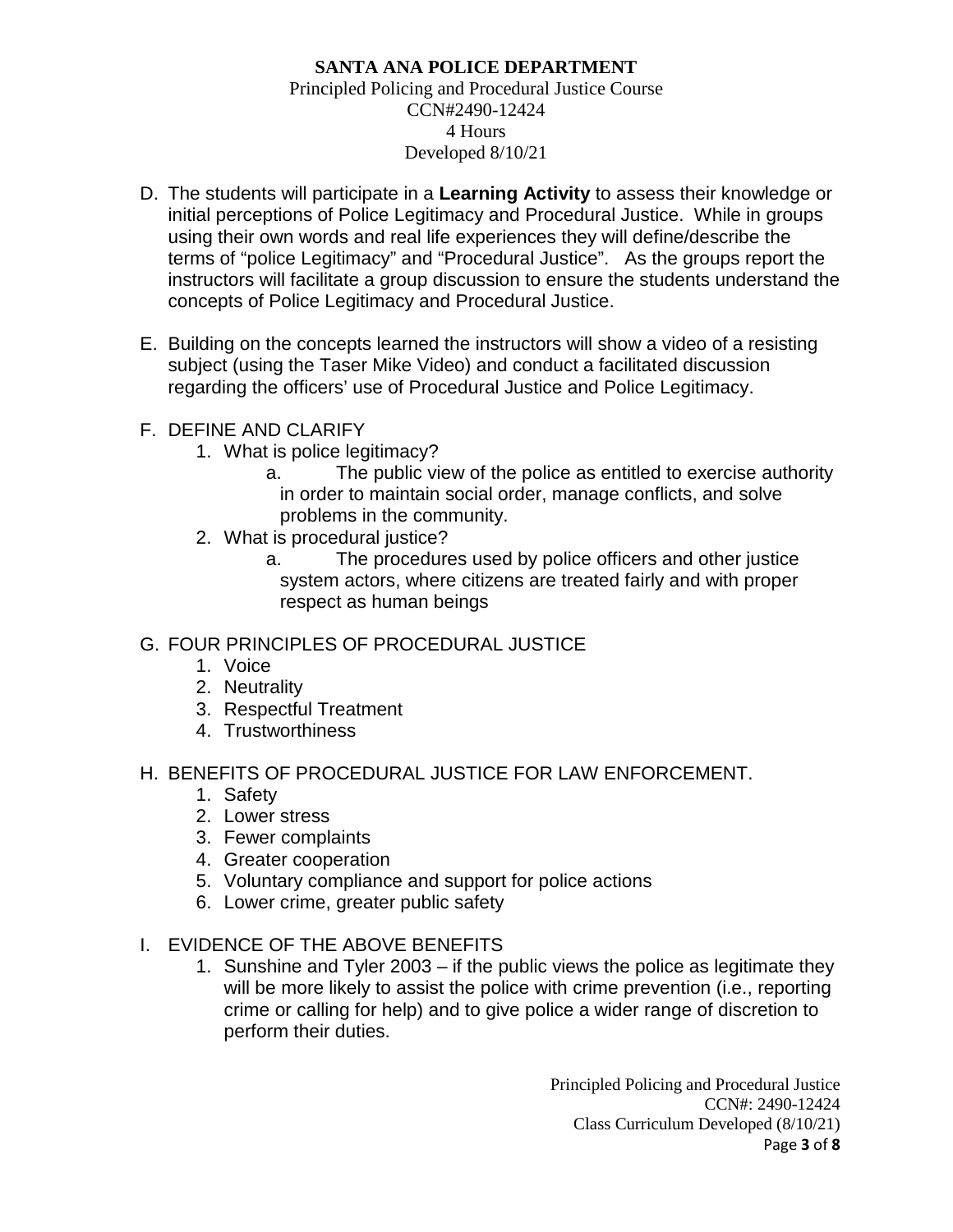D. The students will participate in a **Learning Activity** to assess their knowledge or initial perceptions of Police Legitimacy and Procedural Justice. While in groups using their own words and real life experiences they will define/describe the terms of "police Legitimacy" and "Procedural Justice". As the groups report the instructors will facilitate a group discussion to ensure the students understand the concepts of Police Legitimacy and Procedural Justice.

E. Building on the concepts learned the instructors will show a video of a resisting subject (using the Taser Mike Video) and conduct a facilitated discussion regarding the officers' use of Procedural Justice and Police Legitimacy.

F. DEFINE AND CLARIFY
   1. What is police legitimacy?
      a. The public view of the police as entitled to exercise authority in order to maintain social order, manage conflicts, and solve problems in the community.
   2. What is procedural justice?
      a. The procedures used by police officers and other justice system actors, where citizens are treated fairly and with proper respect as human beings

G. FOUR PRINCIPLES OF PROCEDURAL JUSTICE
   1. Voice
   2. Neutrality
   3. Respectful Treatment
   4. Trustworthiness

H. BENEFITS OF PROCEDURAL JUSTICE FOR LAW ENFORCEMENT.
   1. Safety
   2. Lower stress
   3. Fewer complaints
   4. Greater cooperation
   5. Voluntary compliance and support for police actions
   6. Lower crime, greater public safety

I. EVIDENCE OF THE ABOVE BENEFITS
   1. Sunshine and Tyler 2003 – if the public views the police as legitimate they will be more likely to assist the police with crime prevention (i.e., reporting crime or calling for help) and to give police a wider range of discretion to perform their duties.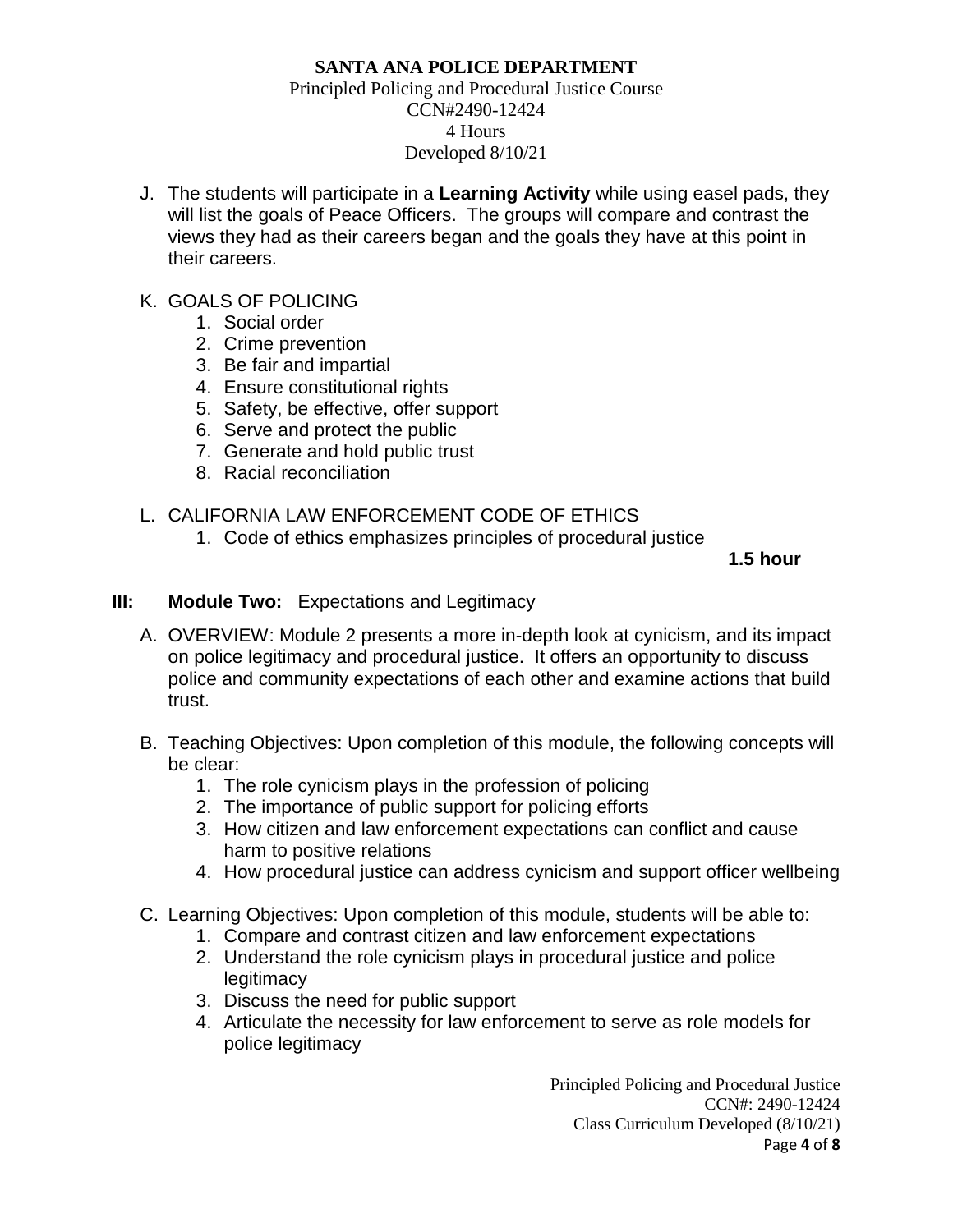J. The students will participate in a **Learning Activity** while using easel pads, they will list the goals of Peace Officers. The groups will compare and contrast the views they had as their careers began and the goals they have at this point in their careers.

K. GOALS OF POLICING
   1. Social order
   2. Crime prevention
   3. Be fair and impartial
   4. Ensure constitutional rights
   5. Safety, be effective, offer support
   6. Serve and protect the public
   7. Generate and hold public trust
   8. Racial reconciliation

L. CALIFORNIA LAW ENFORCEMENT CODE OF ETHICS
   1. Code of ethics emphasizes principles of procedural justice

**1.5 hour**

## III: **Module Two:** Expectations and Legitimacy

A. OVERVIEW: Module 2 presents a more in-depth look at cynicism, and its impact on police legitimacy and procedural justice. It offers an opportunity to discuss police and community expectations of each other and examine actions that build trust.

B. Teaching Objectives: Upon completion of this module, the following concepts will be clear:
   1. The role cynicism plays in the profession of policing
   2. The importance of public support for policing efforts
   3. How citizen and law enforcement expectations can conflict and cause harm to positive relations
   4. How procedural justice can address cynicism and support officer wellbeing

C. Learning Objectives: Upon completion of this module, students will be able to:
   1. Compare and contrast citizen and law enforcement expectations
   2. Understand the role cynicism plays in procedural justice and police legitimacy
   3. Discuss the need for public support
   4. Articulate the necessity for law enforcement to serve as role models for police legitimacy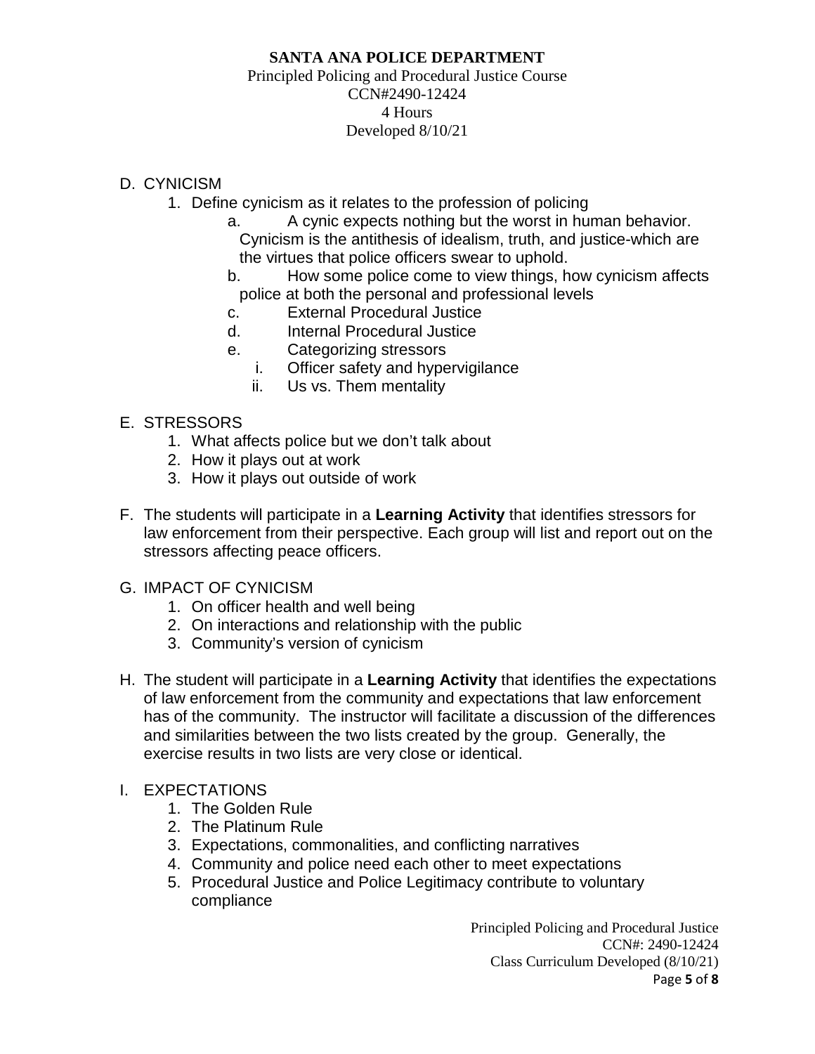**SANTA ANA POLICE DEPARTMENT**
Principled Policing and Procedural Justice Course
CCN#2490-12424
4 Hours
Developed 8/10/21

D. CYNICISM
   1. Define cynicism as it relates to the profession of policing
      a. A cynic expects nothing but the worst in human behavior. Cynicism is the antithesis of idealism, truth, and justice-which are the virtues that police officers swear to uphold.
      b. How some police come to view things, how cynicism affects police at both the personal and professional levels
      c. External Procedural Justice
      d. Internal Procedural Justice
      e. Categorizing stressors
         i. Officer safety and hypervigilance
         ii. Us vs. Them mentality

E. STRESSORS
   1. What affects police but we don't talk about
   2. How it plays out at work
   3. How it plays out outside of work

F. The students will participate in a **Learning Activity** that identifies stressors for law enforcement from their perspective. Each group will list and report out on the stressors affecting peace officers.

G. IMPACT OF CYNICISM
   1. On officer health and well being
   2. On interactions and relationship with the public
   3. Community's version of cynicism

H. The student will participate in a **Learning Activity** that identifies the expectations of law enforcement from the community and expectations that law enforcement has of the community. The instructor will facilitate a discussion of the differences and similarities between the two lists created by the group. Generally, the exercise results in two lists are very close or identical.

I. EXPECTATIONS
   1. The Golden Rule
   2. The Platinum Rule
   3. Expectations, commonalities, and conflicting narratives
   4. Community and police need each other to meet expectations
   5. Procedural Justice and Police Legitimacy contribute to voluntary compliance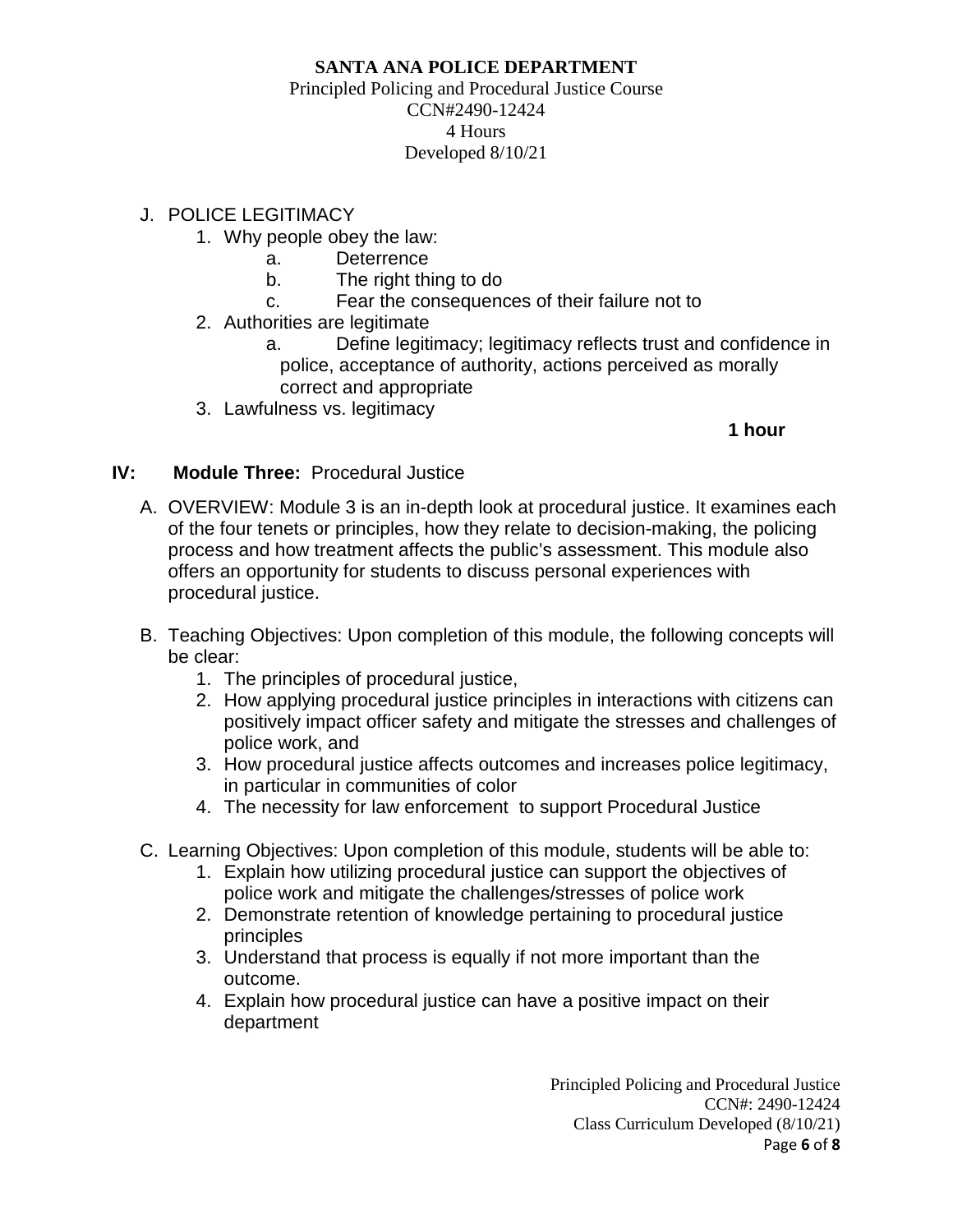J. POLICE LEGITIMACY
   1. Why people obey the law:
      a. Deterrence
      b. The right thing to do
      c. Fear the consequences of their failure not to
   2. Authorities are legitimate
      a. Define legitimacy; legitimacy reflects trust and confidence in police, acceptance of authority, actions perceived as morally correct and appropriate
   3. Lawfulness vs. legitimacy

**1 hour**

## IV: **Module Three:** Procedural Justice

A. OVERVIEW: Module 3 is an in-depth look at procedural justice. It examines each of the four tenets or principles, how they relate to decision-making, the policing process and how treatment affects the public's assessment. This module also offers an opportunity for students to discuss personal experiences with procedural justice.

B. Teaching Objectives: Upon completion of this module, the following concepts will be clear:
   1. The principles of procedural justice,
   2. How applying procedural justice principles in interactions with citizens can positively impact officer safety and mitigate the stresses and challenges of police work, and
   3. How procedural justice affects outcomes and increases police legitimacy, in particular in communities of color
   4. The necessity for law enforcement to support Procedural Justice

C. Learning Objectives: Upon completion of this module, students will be able to:
   1. Explain how utilizing procedural justice can support the objectives of police work and mitigate the challenges/stresses of police work
   2. Demonstrate retention of knowledge pertaining to procedural justice principles
   3. Understand that process is equally if not more important than the outcome.
   4. Explain how procedural justice can have a positive impact on their department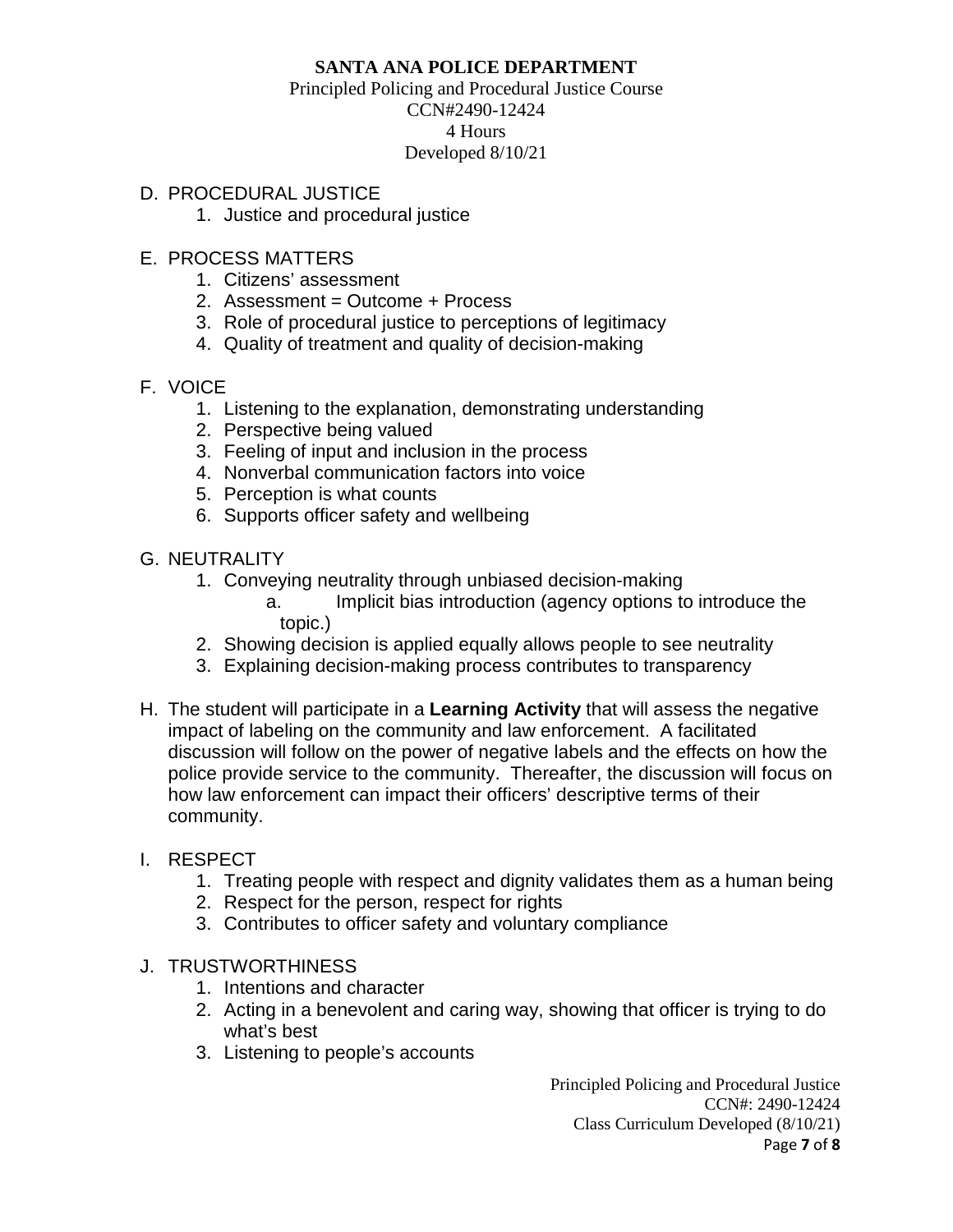D. PROCEDURAL JUSTICE
    1. Justice and procedural justice

E. PROCESS MATTERS
    1. Citizens' assessment
    2. Assessment = Outcome + Process
    3. Role of procedural justice to perceptions of legitimacy
    4. Quality of treatment and quality of decision-making

F. VOICE
    1. Listening to the explanation, demonstrating understanding
    2. Perspective being valued
    3. Feeling of input and inclusion in the process
    4. Nonverbal communication factors into voice
    5. Perception is what counts
    6. Supports officer safety and wellbeing

G. NEUTRALITY
    1. Conveying neutrality through unbiased decision-making
        a. Implicit bias introduction (agency options to introduce the topic.)
    2. Showing decision is applied equally allows people to see neutrality
    3. Explaining decision-making process contributes to transparency

H. The student will participate in a **Learning Activity** that will assess the negative impact of labeling on the community and law enforcement. A facilitated discussion will follow on the power of negative labels and the effects on how the police provide service to the community. Thereafter, the discussion will focus on how law enforcement can impact their officers' descriptive terms of their community.

I. RESPECT
    1. Treating people with respect and dignity validates them as a human being
    2. Respect for the person, respect for rights
    3. Contributes to officer safety and voluntary compliance

J. TRUSTWORTHINESS
    1. Intentions and character
    2. Acting in a benevolent and caring way, showing that officer is trying to do what's best
    3. Listening to people's accounts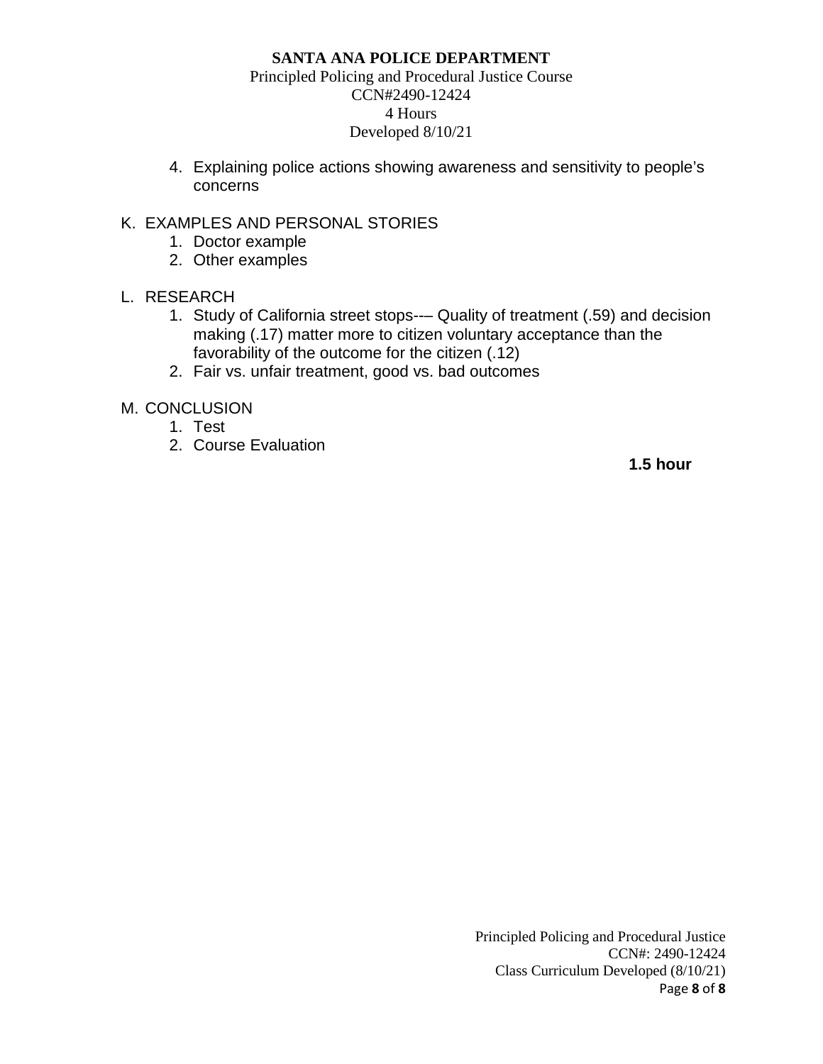4. Explaining police actions showing awareness and sensitivity to people's concerns

K. EXAMPLES AND PERSONAL STORIES
   1. Doctor example
   2. Other examples

L. RESEARCH
   1. Study of California street stops-–– Quality of treatment (.59) and decision making (.17) matter more to citizen voluntary acceptance than the favorability of the outcome for the citizen (.12)
   2. Fair vs. unfair treatment, good vs. bad outcomes

M. CONCLUSION
   1. Test
   2. Course Evaluation

**1.5 hour**